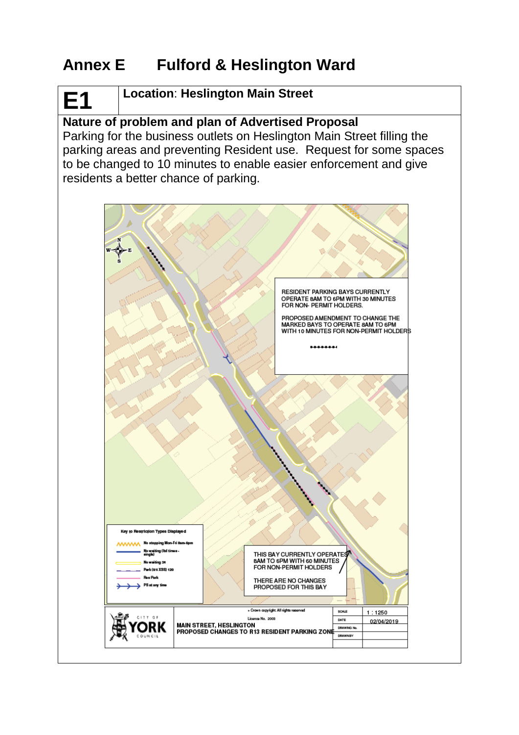# Annex E Fulford & Heslington Ward

| E1 | **Location**: **Heslington Main Street** |
|---|---|

**Nature of problem and plan of Advertised Proposal**

Parking for the business outlets on Heslington Main Street filling the parking areas and preventing Resident use. Request for some spaces to be changed to 10 minutes to enable easier enforcement and give residents a better chance of parking.

RESIDENT PARKING BAYS CURRENTLY OPERATE 8AM TO 6PM WITH 30 MINUTES FOR NON- PERMIT HOLDERS.

PROPOSED AMENDMENT TO CHANGE THE MARKED BAYS TO OPERATE 8AM TO 6PM WITH 10 MINUTES FOR NON-PERMIT HOLDERS

THIS BAY CURRENTLY OPERATES 8AM TO 6PM WITH 60 MINUTES FOR NON-PERMIT HOLDERS

THERE ARE NO CHANGES PROPOSED FOR THIS BAY

Key to Restriction Types Displayed

- No stopping Mon-Fri 8am-6pm
- No waiting (ltd times - single)
- No waiting 24
- Park (s/c XSS) 120
- Res Park
- PS at any time

© Crown copyright. All rights reserved
Licence No. 2003

CITY OF YORK COUNCIL

MAIN STREET, HESLINGTON
PROPOSED CHANGES TO R13 RESIDENT PARKING ZONE

| SCALE | 1 : 1250 |
|---|---|
| DATE | 02/04/2019 |
| DRAWING No. | |
| DRAWN BY | |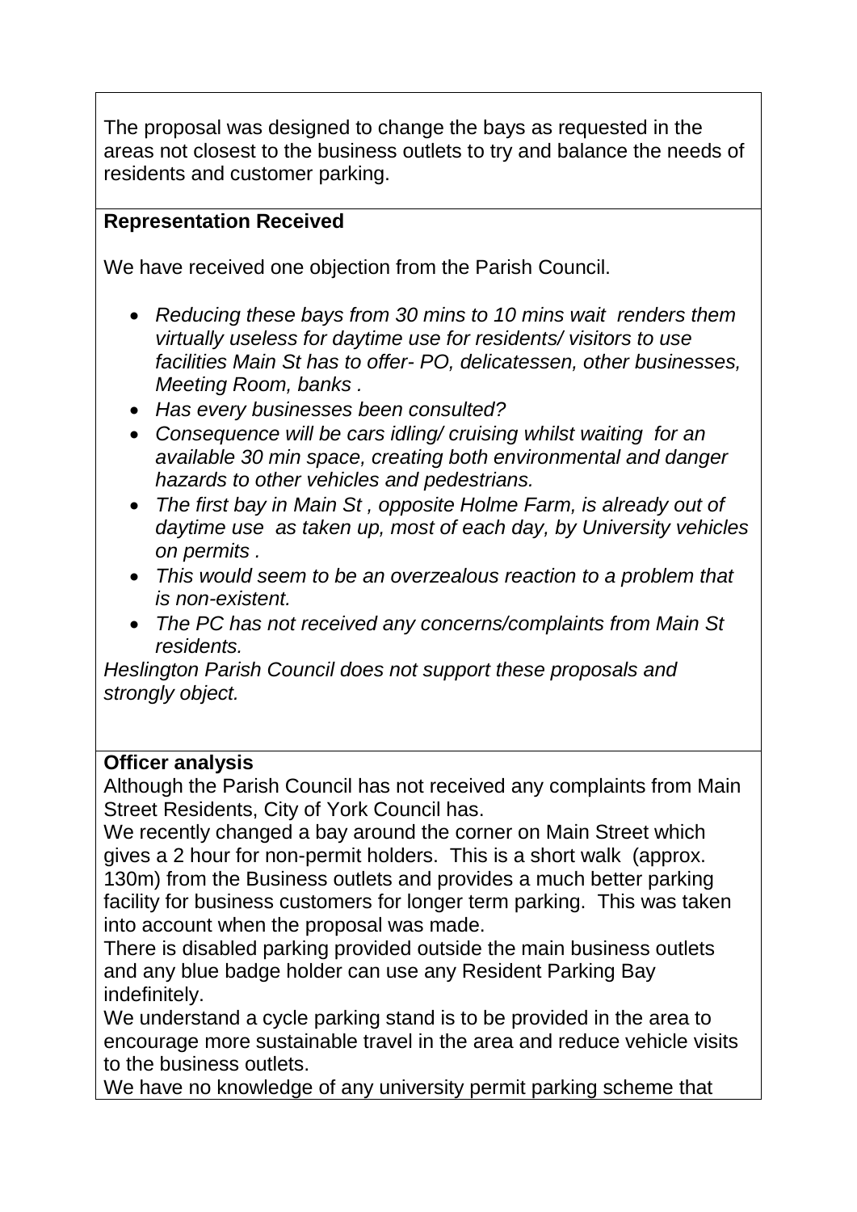The proposal was designed to change the bays as requested in the areas not closest to the business outlets to try and balance the needs of residents and customer parking.

**Representation Received**

We have received one objection from the Parish Council.

- *Reducing these bays from 30 mins to 10 mins wait renders them virtually useless for daytime use for residents/ visitors to use facilities Main St has to offer- PO, delicatessen, other businesses, Meeting Room, banks .*
- *Has every businesses been consulted?*
- *Consequence will be cars idling/ cruising whilst waiting for an available 30 min space, creating both environmental and danger hazards to other vehicles and pedestrians.*
- *The first bay in Main St , opposite Holme Farm, is already out of daytime use as taken up, most of each day, by University vehicles on permits .*
- *This would seem to be an overzealous reaction to a problem that is non-existent.*
- *The PC has not received any concerns/complaints from Main St residents.*

*Heslington Parish Council does not support these proposals and strongly object.*

**Officer analysis**

Although the Parish Council has not received any complaints from Main Street Residents, City of York Council has.

We recently changed a bay around the corner on Main Street which gives a 2 hour for non-permit holders. This is a short walk (approx. 130m) from the Business outlets and provides a much better parking facility for business customers for longer term parking. This was taken into account when the proposal was made.

There is disabled parking provided outside the main business outlets and any blue badge holder can use any Resident Parking Bay indefinitely.

We understand a cycle parking stand is to be provided in the area to encourage more sustainable travel in the area and reduce vehicle visits to the business outlets.

We have no knowledge of any university permit parking scheme that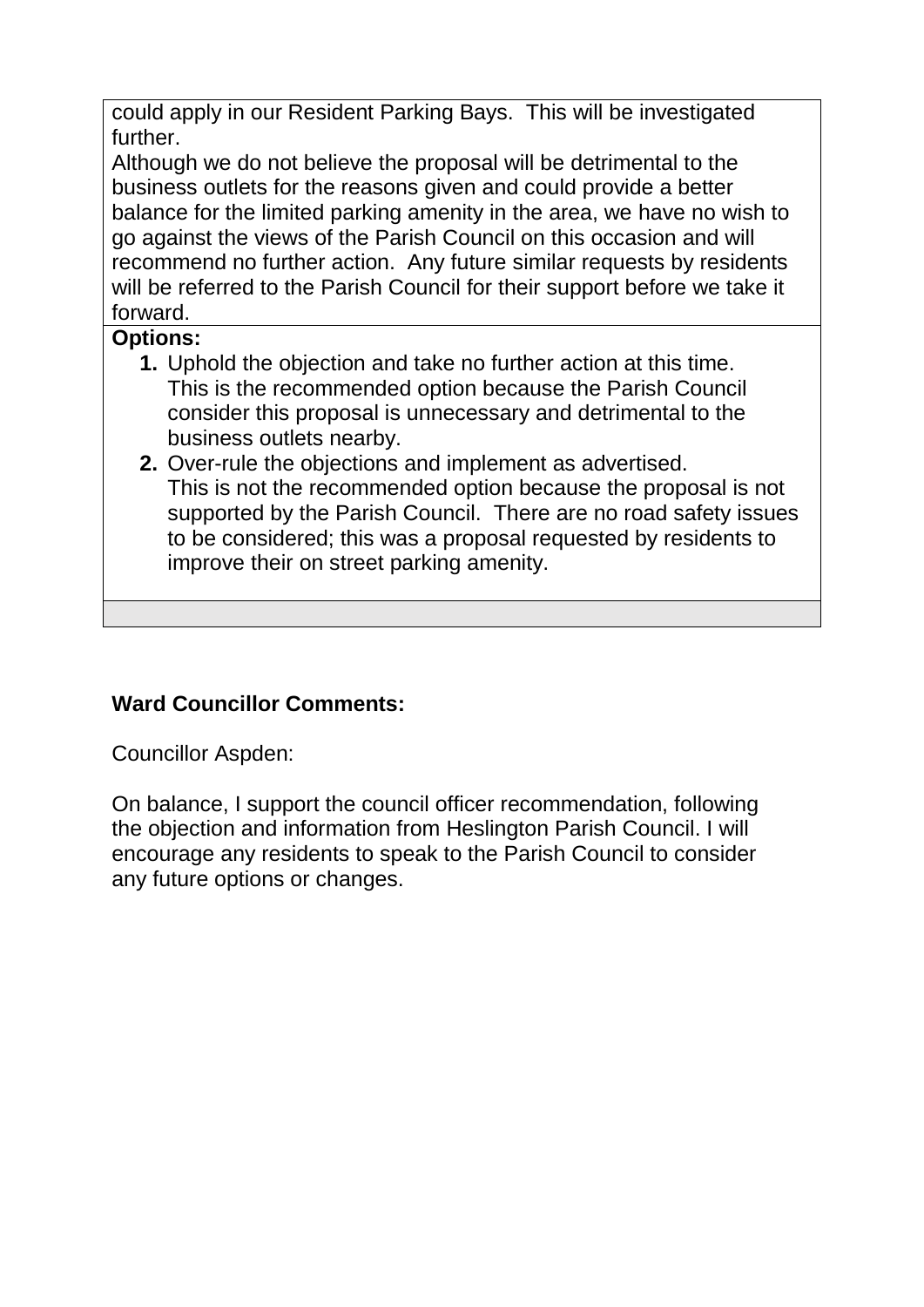could apply in our Resident Parking Bays. This will be investigated further.
Although we do not believe the proposal will be detrimental to the business outlets for the reasons given and could provide a better balance for the limited parking amenity in the area, we have no wish to go against the views of the Parish Council on this occasion and will recommend no further action. Any future similar requests by residents will be referred to the Parish Council for their support before we take it forward.

**Options:**

1. Uphold the objection and take no further action at this time. This is the recommended option because the Parish Council consider this proposal is unnecessary and detrimental to the business outlets nearby.
2. Over-rule the objections and implement as advertised. This is not the recommended option because the proposal is not supported by the Parish Council. There are no road safety issues to be considered; this was a proposal requested by residents to improve their on street parking amenity.

**Ward Councillor Comments:**

Councillor Aspden:

On balance, I support the council officer recommendation, following the objection and information from Heslington Parish Council. I will encourage any residents to speak to the Parish Council to consider any future options or changes.